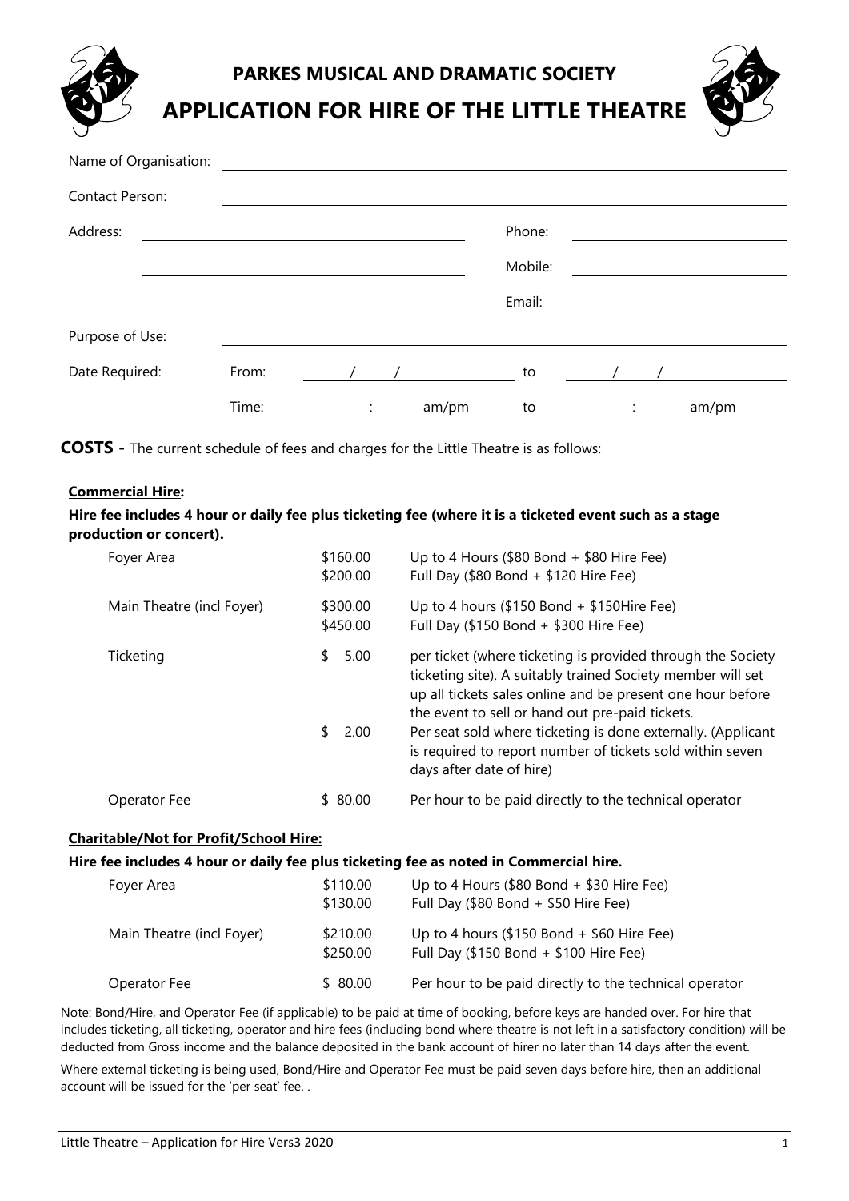# PARKES MUSICAL AND DRAMATIC SOCIETY

# APPLICATION FOR HIRE OF THE LITTLE THEATRE

Name of Organisation: ______________________________

Contact Person: ______________________________

Address: ______________________________ Phone: ______________________________

______________________________ Mobile: ______________________________

______________________________ Email: ______________________________

Purpose of Use: ______________________________

Date Required: From: ____ / ____ / ____ to ____ / ____ / ____

Time: ____ : ____ am/pm to ____ : ____ am/pm

**COSTS -** The current schedule of fees and charges for the Little Theatre is as follows:

**Commercial Hire:**

**Hire fee includes 4 hour or daily fee plus ticketing fee (where it is a ticketed event such as a stage production or concert).**

| | | |
|---|---|---|
| Foyer Area | $160.00 | Up to 4 Hours ($80 Bond + $80 Hire Fee) |
| | $200.00 | Full Day ($80 Bond + $120 Hire Fee) |
| Main Theatre (incl Foyer) | $300.00 | Up to 4 hours ($150 Bond + $150Hire Fee) |
| | $450.00 | Full Day ($150 Bond + $300 Hire Fee) |
| Ticketing | $ 5.00 | per ticket (where ticketing is provided through the Society ticketing site). A suitably trained Society member will set up all tickets sales online and be present one hour before the event to sell or hand out pre-paid tickets. |
| | $ 2.00 | Per seat sold where ticketing is done externally. (Applicant is required to report number of tickets sold within seven days after date of hire) |
| Operator Fee | $ 80.00 | Per hour to be paid directly to the technical operator |

**Charitable/Not for Profit/School Hire:**

**Hire fee includes 4 hour or daily fee plus ticketing fee as noted in Commercial hire.**

| | | |
|---|---|---|
| Foyer Area | $110.00 | Up to 4 Hours ($80 Bond + $30 Hire Fee) |
| | $130.00 | Full Day ($80 Bond + $50 Hire Fee) |
| Main Theatre (incl Foyer) | $210.00 | Up to 4 hours ($150 Bond + $60 Hire Fee) |
| | $250.00 | Full Day ($150 Bond + $100 Hire Fee) |
| Operator Fee | $ 80.00 | Per hour to be paid directly to the technical operator |

Note: Bond/Hire, and Operator Fee (if applicable) to be paid at time of booking, before keys are handed over. For hire that includes ticketing, all ticketing, operator and hire fees (including bond where theatre is not left in a satisfactory condition) will be deducted from Gross income and the balance deposited in the bank account of hirer no later than 14 days after the event.

Where external ticketing is being used, Bond/Hire and Operator Fee must be paid seven days before hire, then an additional account will be issued for the 'per seat' fee. .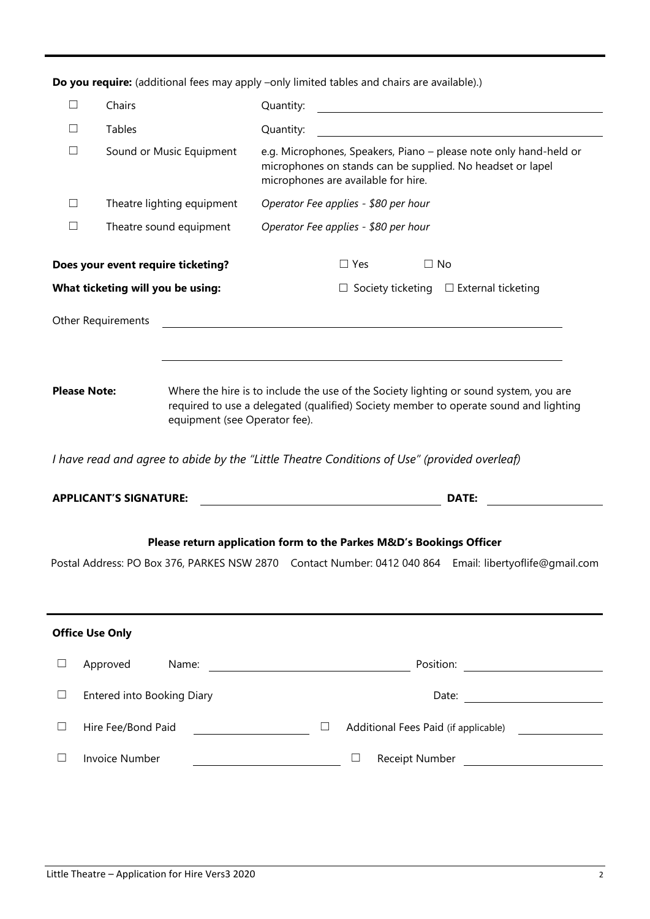**Do you require:** (additional fees may apply –only limited tables and chairs are available).)

| | | |
|---|---|---|
| ☐ | Chairs | Quantity: |
| ☐ | Tables | Quantity: |
| ☐ | Sound or Music Equipment | e.g. Microphones, Speakers, Piano – please note only hand-held or microphones on stands can be supplied. No headset or lapel microphones are available for hire. |
| ☐ | Theatre lighting equipment | *Operator Fee applies - $80 per hour* |
| ☐ | Theatre sound equipment | *Operator Fee applies - $80 per hour* |

**Does your event require ticketing?** ☐ Yes ☐ No

**What ticketing will you be using:** ☐ Society ticketing ☐ External ticketing

Other Requirements

**Please Note:** Where the hire is to include the use of the Society lighting or sound system, you are required to use a delegated (qualified) Society member to operate sound and lighting equipment (see Operator fee).

*I have read and agree to abide by the "Little Theatre Conditions of Use" (provided overleaf)*

**APPLICANT'S SIGNATURE:** **DATE:**

**Please return application form to the Parkes M&D's Bookings Officer**

Postal Address: PO Box 376, PARKES NSW 2870 Contact Number: 0412 040 864 Email: libertyoflife@gmail.com

**Office Use Only**

| | | | | |
|---|---|---|---|---|
| ☐ | Approved Name: | | | Position: |
| ☐ | Entered into Booking Diary | | | Date: |
| ☐ | Hire Fee/Bond Paid | | ☐ | Additional Fees Paid (if applicable) |
| ☐ | Invoice Number | | ☐ | Receipt Number |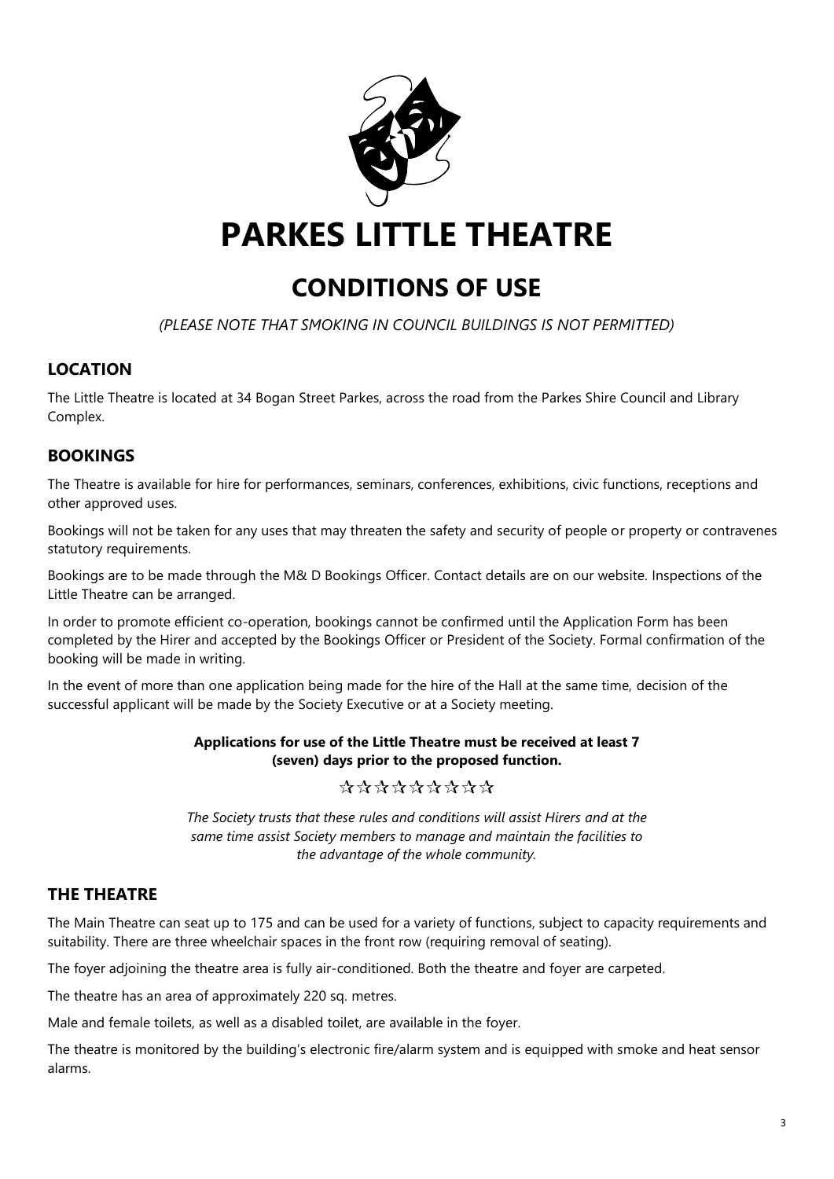# PARKES LITTLE THEATRE

## CONDITIONS OF USE

*(PLEASE NOTE THAT SMOKING IN COUNCIL BUILDINGS IS NOT PERMITTED)*

### LOCATION

The Little Theatre is located at 34 Bogan Street Parkes, across the road from the Parkes Shire Council and Library Complex.

### BOOKINGS

The Theatre is available for hire for performances, seminars, conferences, exhibitions, civic functions, receptions and other approved uses.

Bookings will not be taken for any uses that may threaten the safety and security of people or property or contravenes statutory requirements.

Bookings are to be made through the M& D Bookings Officer. Contact details are on our website. Inspections of the Little Theatre can be arranged.

In order to promote efficient co-operation, bookings cannot be confirmed until the Application Form has been completed by the Hirer and accepted by the Bookings Officer or President of the Society. Formal confirmation of the booking will be made in writing.

In the event of more than one application being made for the hire of the Hall at the same time, decision of the successful applicant will be made by the Society Executive or at a Society meeting.

**Applications for use of the Little Theatre must be received at least 7 (seven) days prior to the proposed function.**

☆☆☆☆☆☆☆☆☆

*The Society trusts that these rules and conditions will assist Hirers and at the same time assist Society members to manage and maintain the facilities to the advantage of the whole community.*

### THE THEATRE

The Main Theatre can seat up to 175 and can be used for a variety of functions, subject to capacity requirements and suitability. There are three wheelchair spaces in the front row (requiring removal of seating).

The foyer adjoining the theatre area is fully air-conditioned. Both the theatre and foyer are carpeted.

The theatre has an area of approximately 220 sq. metres.

Male and female toilets, as well as a disabled toilet, are available in the foyer.

The theatre is monitored by the building's electronic fire/alarm system and is equipped with smoke and heat sensor alarms.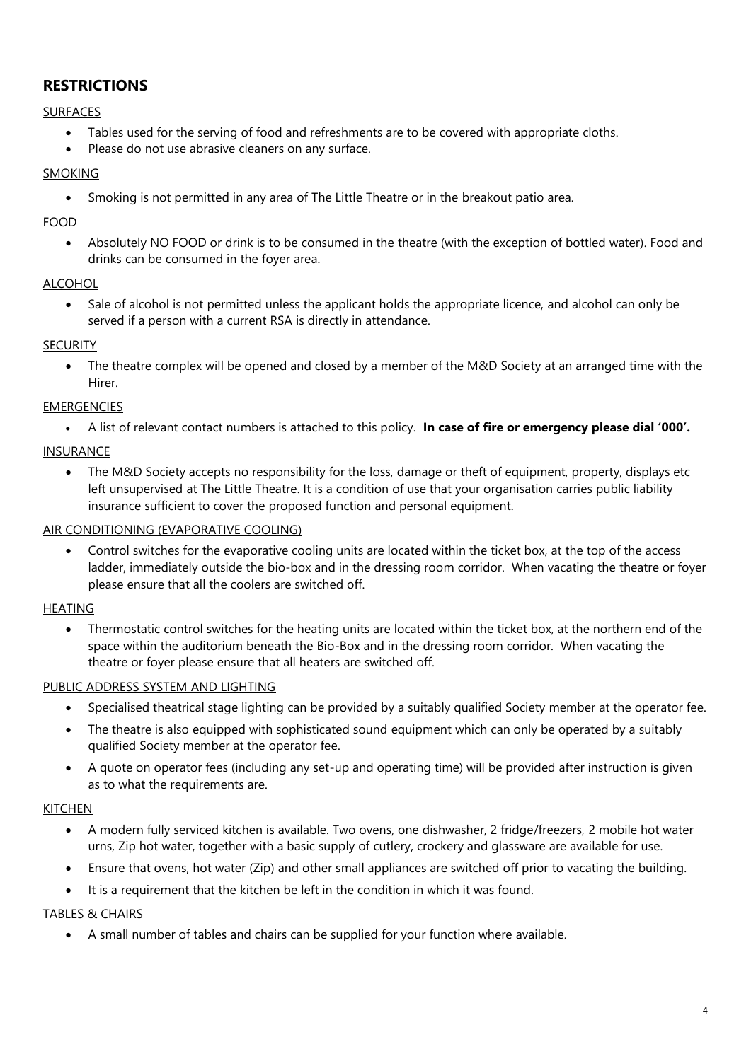## RESTRICTIONS

### SURFACES

- Tables used for the serving of food and refreshments are to be covered with appropriate cloths.
- Please do not use abrasive cleaners on any surface.

### SMOKING

- Smoking is not permitted in any area of The Little Theatre or in the breakout patio area.

### FOOD

- Absolutely NO FOOD or drink is to be consumed in the theatre (with the exception of bottled water). Food and drinks can be consumed in the foyer area.

### ALCOHOL

- Sale of alcohol is not permitted unless the applicant holds the appropriate licence, and alcohol can only be served if a person with a current RSA is directly in attendance.

### SECURITY

- The theatre complex will be opened and closed by a member of the M&D Society at an arranged time with the Hirer.

### EMERGENCIES

- A list of relevant contact numbers is attached to this policy. **In case of fire or emergency please dial '000'.**

### INSURANCE

- The M&D Society accepts no responsibility for the loss, damage or theft of equipment, property, displays etc left unsupervised at The Little Theatre. It is a condition of use that your organisation carries public liability insurance sufficient to cover the proposed function and personal equipment.

### AIR CONDITIONING (EVAPORATIVE COOLING)

- Control switches for the evaporative cooling units are located within the ticket box, at the top of the access ladder, immediately outside the bio-box and in the dressing room corridor. When vacating the theatre or foyer please ensure that all the coolers are switched off.

### HEATING

- Thermostatic control switches for the heating units are located within the ticket box, at the northern end of the space within the auditorium beneath the Bio-Box and in the dressing room corridor. When vacating the theatre or foyer please ensure that all heaters are switched off.

### PUBLIC ADDRESS SYSTEM AND LIGHTING

- Specialised theatrical stage lighting can be provided by a suitably qualified Society member at the operator fee.
- The theatre is also equipped with sophisticated sound equipment which can only be operated by a suitably qualified Society member at the operator fee.
- A quote on operator fees (including any set-up and operating time) will be provided after instruction is given as to what the requirements are.

### KITCHEN

- A modern fully serviced kitchen is available. Two ovens, one dishwasher, 2 fridge/freezers, 2 mobile hot water urns, Zip hot water, together with a basic supply of cutlery, crockery and glassware are available for use.
- Ensure that ovens, hot water (Zip) and other small appliances are switched off prior to vacating the building.
- It is a requirement that the kitchen be left in the condition in which it was found.

### TABLES & CHAIRS

- A small number of tables and chairs can be supplied for your function where available.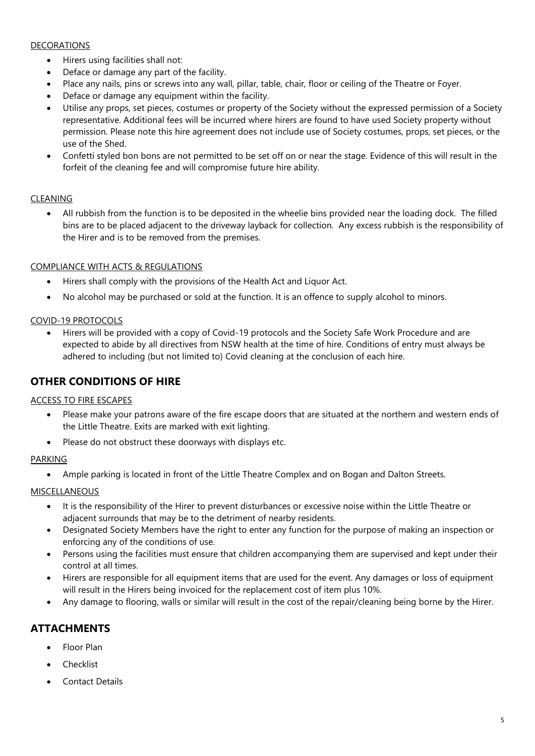DECORATIONS

- Hirers using facilities shall not:
- Deface or damage any part of the facility.
- Place any nails, pins or screws into any wall, pillar, table, chair, floor or ceiling of the Theatre or Foyer.
- Deface or damage any equipment within the facility.
- Utilise any props, set pieces, costumes or property of the Society without the expressed permission of a Society representative. Additional fees will be incurred where hirers are found to have used Society property without permission. Please note this hire agreement does not include use of Society costumes, props, set pieces, or the use of the Shed.
- Confetti styled bon bons are not permitted to be set off on or near the stage. Evidence of this will result in the forfeit of the cleaning fee and will compromise future hire ability.

CLEANING

- All rubbish from the function is to be deposited in the wheelie bins provided near the loading dock. The filled bins are to be placed adjacent to the driveway layback for collection. Any excess rubbish is the responsibility of the Hirer and is to be removed from the premises.

COMPLIANCE WITH ACTS & REGULATIONS

- Hirers shall comply with the provisions of the Health Act and Liquor Act.
- No alcohol may be purchased or sold at the function. It is an offence to supply alcohol to minors.

COVID-19 PROTOCOLS

- Hirers will be provided with a copy of Covid-19 protocols and the Society Safe Work Procedure and are expected to abide by all directives from NSW health at the time of hire. Conditions of entry must always be adhered to including (but not limited to) Covid cleaning at the conclusion of each hire.

## OTHER CONDITIONS OF HIRE

ACCESS TO FIRE ESCAPES

- Please make your patrons aware of the fire escape doors that are situated at the northern and western ends of the Little Theatre. Exits are marked with exit lighting.
- Please do not obstruct these doorways with displays etc.

PARKING

- Ample parking is located in front of the Little Theatre Complex and on Bogan and Dalton Streets.

MISCELLANEOUS

- It is the responsibility of the Hirer to prevent disturbances or excessive noise within the Little Theatre or adjacent surrounds that may be to the detriment of nearby residents.
- Designated Society Members have the right to enter any function for the purpose of making an inspection or enforcing any of the conditions of use.
- Persons using the facilities must ensure that children accompanying them are supervised and kept under their control at all times.
- Hirers are responsible for all equipment items that are used for the event. Any damages or loss of equipment will result in the Hirers being invoiced for the replacement cost of item plus 10%.
- Any damage to flooring, walls or similar will result in the cost of the repair/cleaning being borne by the Hirer.

## ATTACHMENTS

- Floor Plan
- Checklist
- Contact Details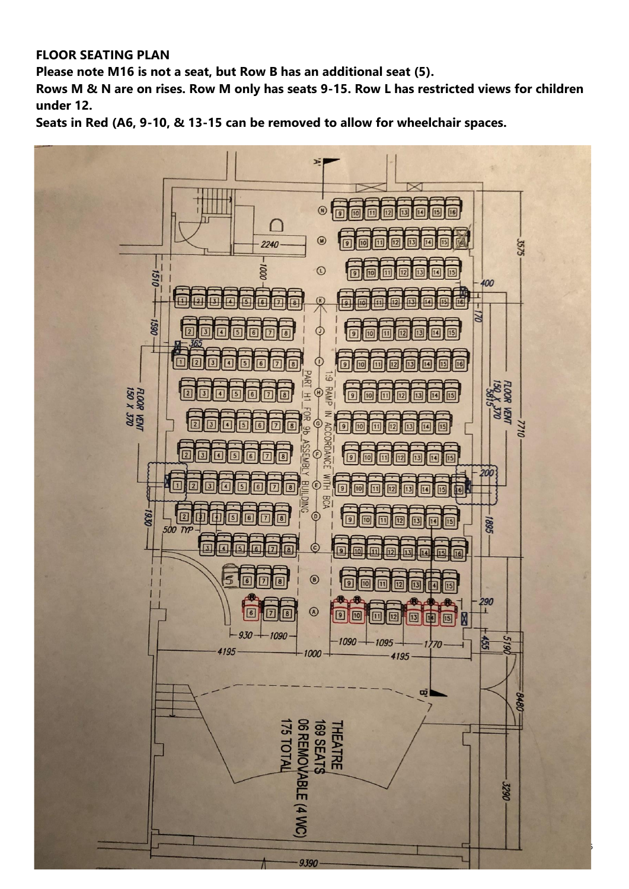**FLOOR SEATING PLAN**

**Please note M16 is not a seat, but Row B has an additional seat (5).**

**Rows M & N are on rises. Row M only has seats 9-15. Row L has restricted views for children under 12.**

**Seats in Red (A6, 9-10, & 13-15 can be removed to allow for wheelchair spaces.**

THEATRE
169 SEATS
06 REMOVABLE (4 WC)
175 TOTAL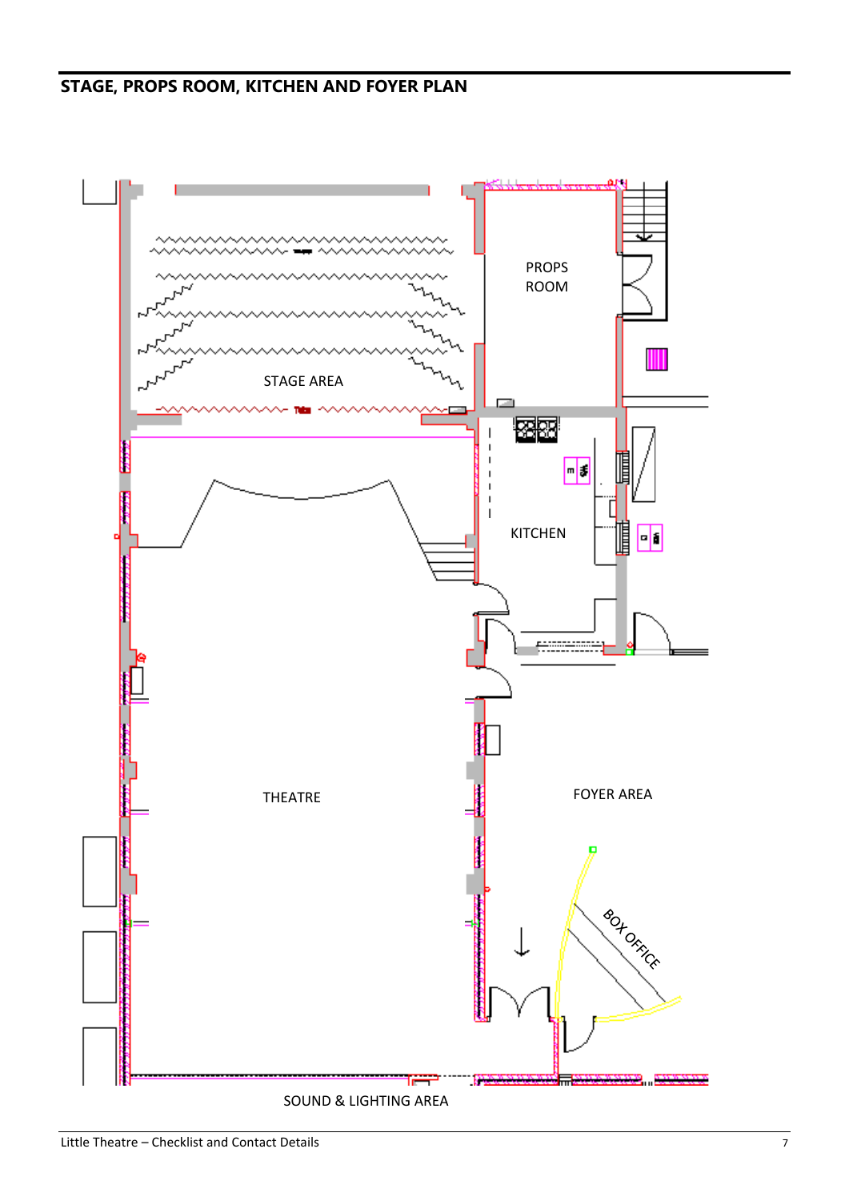## STAGE, PROPS ROOM, KITCHEN AND FOYER PLAN

PROPS ROOM

STAGE AREA

KITCHEN

THEATRE

FOYER AREA

BOX OFFICE

SOUND & LIGHTING AREA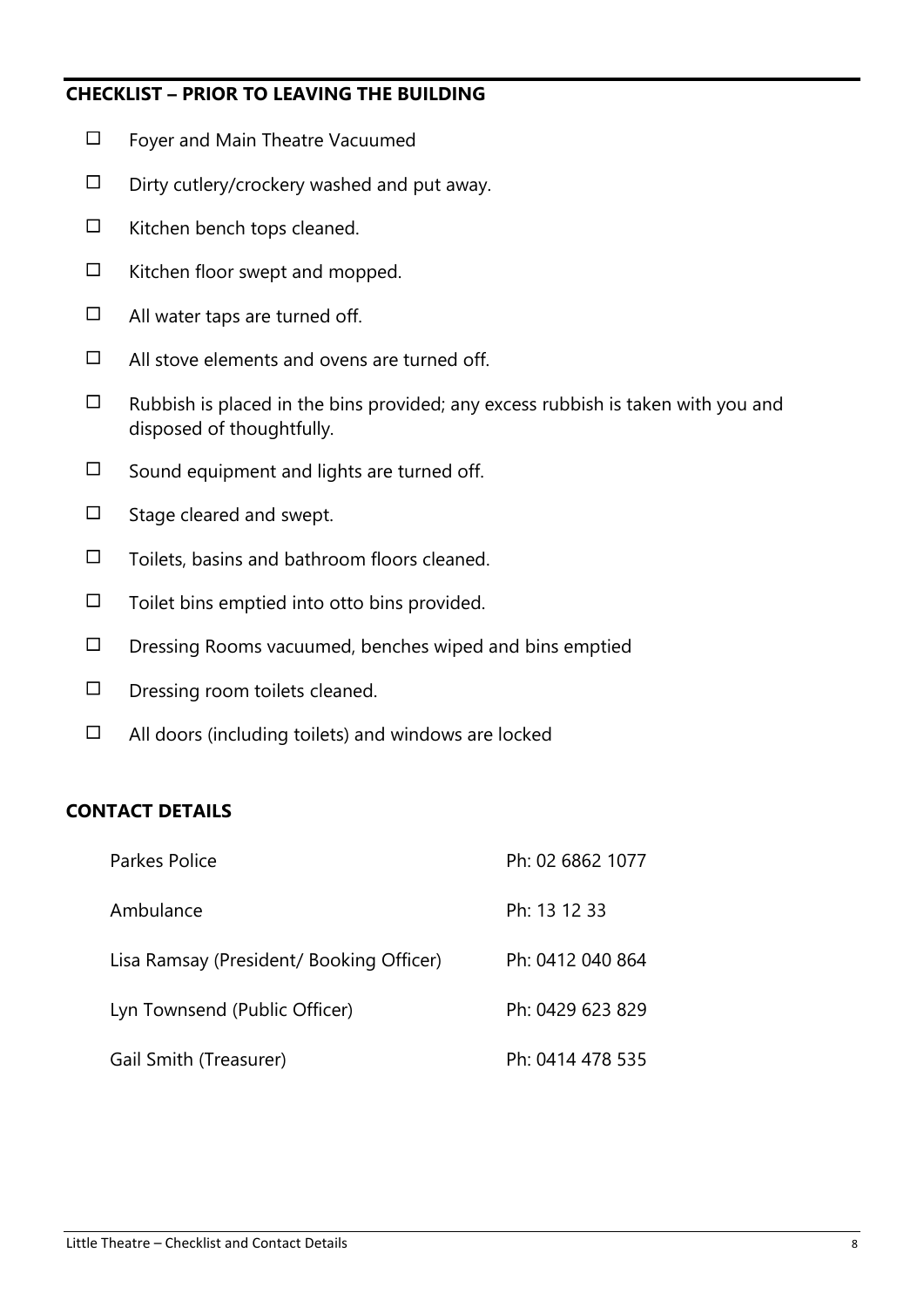## CHECKLIST – PRIOR TO LEAVING THE BUILDING

- ☐ Foyer and Main Theatre Vacuumed
- ☐ Dirty cutlery/crockery washed and put away.
- ☐ Kitchen bench tops cleaned.
- ☐ Kitchen floor swept and mopped.
- ☐ All water taps are turned off.
- ☐ All stove elements and ovens are turned off.
- ☐ Rubbish is placed in the bins provided; any excess rubbish is taken with you and disposed of thoughtfully.
- ☐ Sound equipment and lights are turned off.
- ☐ Stage cleared and swept.
- ☐ Toilets, basins and bathroom floors cleaned.
- ☐ Toilet bins emptied into otto bins provided.
- ☐ Dressing Rooms vacuumed, benches wiped and bins emptied
- ☐ Dressing room toilets cleaned.
- ☐ All doors (including toilets) and windows are locked

## CONTACT DETAILS

| | |
|---|---|
| Parkes Police | Ph: 02 6862 1077 |
| Ambulance | Ph: 13 12 33 |
| Lisa Ramsay (President/ Booking Officer) | Ph: 0412 040 864 |
| Lyn Townsend (Public Officer) | Ph: 0429 623 829 |
| Gail Smith (Treasurer) | Ph: 0414 478 535 |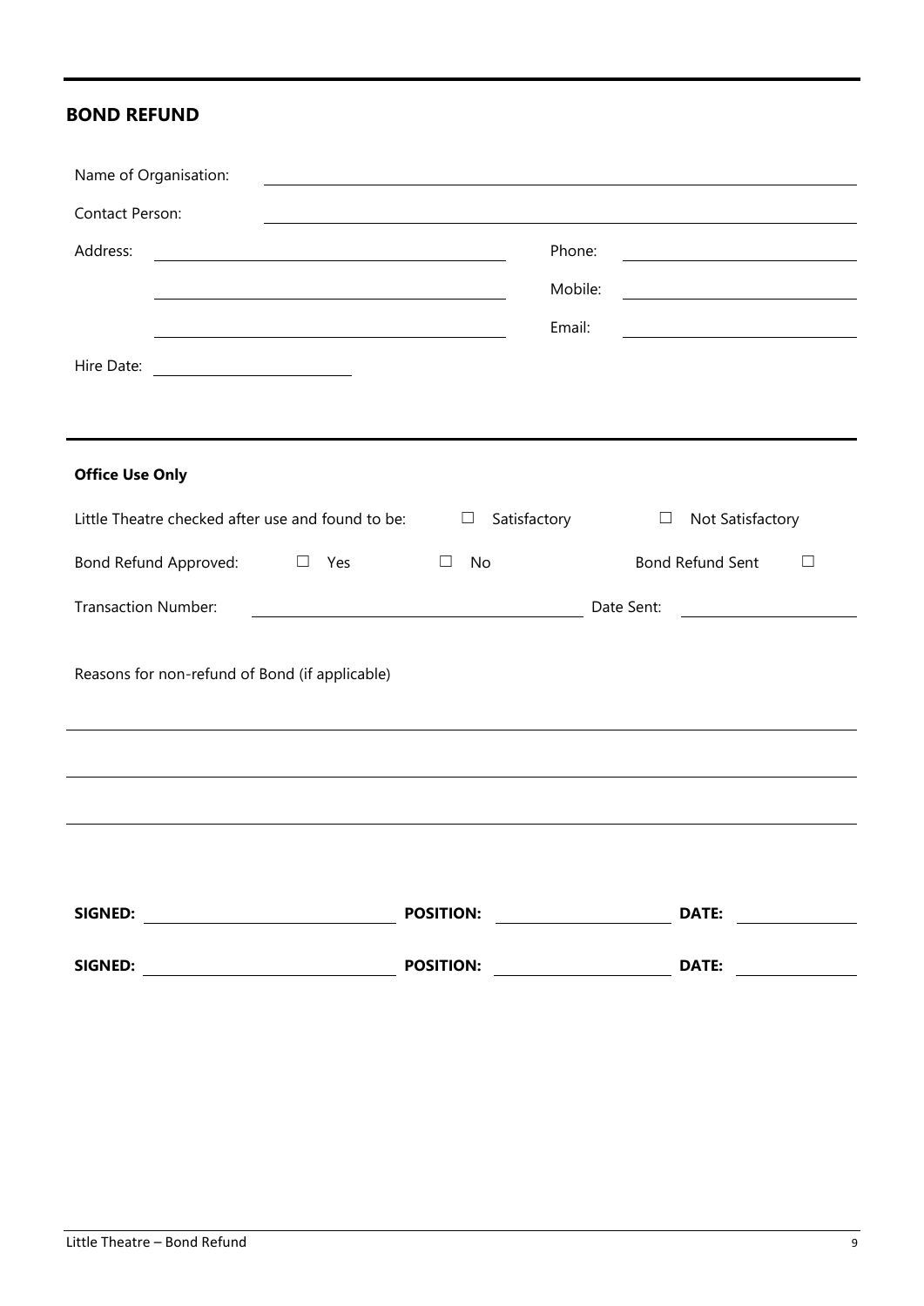## BOND REFUND

Name of Organisation: \_\_\_\_\_\_\_\_\_\_\_\_\_\_\_\_\_\_\_\_\_\_\_\_\_\_\_\_\_\_\_\_\_\_\_\_\_\_\_\_

Contact Person: \_\_\_\_\_\_\_\_\_\_\_\_\_\_\_\_\_\_\_\_\_\_\_\_\_\_\_\_\_\_\_\_\_\_\_\_\_\_\_\_

Address: \_\_\_\_\_\_\_\_\_\_\_\_\_\_\_\_\_\_\_\_\_\_\_\_\_\_ Phone: \_\_\_\_\_\_\_\_\_\_\_\_\_\_\_\_\_\_\_\_

\_\_\_\_\_\_\_\_\_\_\_\_\_\_\_\_\_\_\_\_\_\_\_\_\_\_ Mobile: \_\_\_\_\_\_\_\_\_\_\_\_\_\_\_\_\_\_\_\_

\_\_\_\_\_\_\_\_\_\_\_\_\_\_\_\_\_\_\_\_\_\_\_\_\_\_ Email: \_\_\_\_\_\_\_\_\_\_\_\_\_\_\_\_\_\_\_\_

Hire Date: \_\_\_\_\_\_\_\_\_\_\_\_\_\_\_\_\_\_\_\_

---

**Office Use Only**

Little Theatre checked after use and found to be: ☐ Satisfactory ☐ Not Satisfactory

Bond Refund Approved: ☐ Yes ☐ No Bond Refund Sent ☐

Transaction Number: \_\_\_\_\_\_\_\_\_\_\_\_\_\_\_\_\_\_\_\_\_\_\_\_\_\_ Date Sent: \_\_\_\_\_\_\_\_\_\_\_\_\_\_\_\_\_\_\_\_

Reasons for non-refund of Bond (if applicable)

\_\_\_\_\_\_\_\_\_\_\_\_\_\_\_\_\_\_\_\_\_\_\_\_\_\_\_\_\_\_\_\_\_\_\_\_\_\_\_\_\_\_\_\_\_\_\_\_\_\_\_\_\_\_\_\_\_\_\_\_

\_\_\_\_\_\_\_\_\_\_\_\_\_\_\_\_\_\_\_\_\_\_\_\_\_\_\_\_\_\_\_\_\_\_\_\_\_\_\_\_\_\_\_\_\_\_\_\_\_\_\_\_\_\_\_\_\_\_\_\_

\_\_\_\_\_\_\_\_\_\_\_\_\_\_\_\_\_\_\_\_\_\_\_\_\_\_\_\_\_\_\_\_\_\_\_\_\_\_\_\_\_\_\_\_\_\_\_\_\_\_\_\_\_\_\_\_\_\_\_\_

**SIGNED:** \_\_\_\_\_\_\_\_\_\_\_\_\_\_\_\_\_\_\_\_ **POSITION:** \_\_\_\_\_\_\_\_\_\_\_\_\_\_\_\_ **DATE:** \_\_\_\_\_\_\_\_\_\_

**SIGNED:** \_\_\_\_\_\_\_\_\_\_\_\_\_\_\_\_\_\_\_\_ **POSITION:** \_\_\_\_\_\_\_\_\_\_\_\_\_\_\_\_ **DATE:** \_\_\_\_\_\_\_\_\_\_